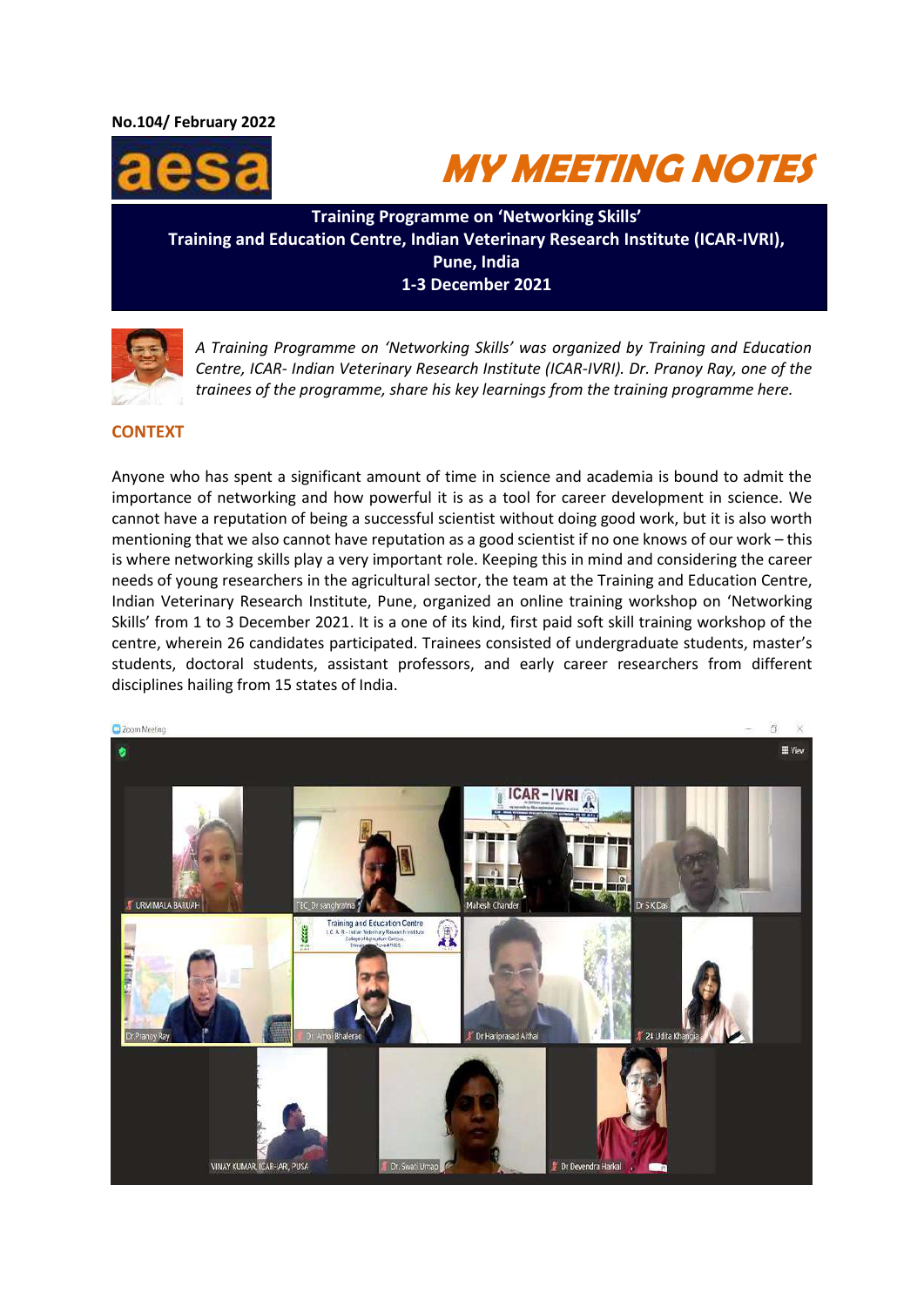No.104/ February 2022

aesa

# MY MEETING NOTES

**Training Programme on 'Networking Skills'**
**Training and Education Centre, Indian Veterinary Research Institute (ICAR-IVRI), Pune, India**
**1-3 December 2021**

*A Training Programme on 'Networking Skills' was organized by Training and Education Centre, ICAR- Indian Veterinary Research Institute (ICAR-IVRI). Dr. Pranoy Ray, one of the trainees of the programme, share his key learnings from the training programme here.*

## CONTEXT

Anyone who has spent a significant amount of time in science and academia is bound to admit the importance of networking and how powerful it is as a tool for career development in science. We cannot have a reputation of being a successful scientist without doing good work, but it is also worth mentioning that we also cannot have reputation as a good scientist if no one knows of our work – this is where networking skills play a very important role. Keeping this in mind and considering the career needs of young researchers in the agricultural sector, the team at the Training and Education Centre, Indian Veterinary Research Institute, Pune, organized an online training workshop on 'Networking Skills' from 1 to 3 December 2021. It is a one of its kind, first paid soft skill training workshop of the centre, wherein 26 candidates participated. Trainees consisted of undergraduate students, master's students, doctoral students, assistant professors, and early career researchers from different disciplines hailing from 15 states of India.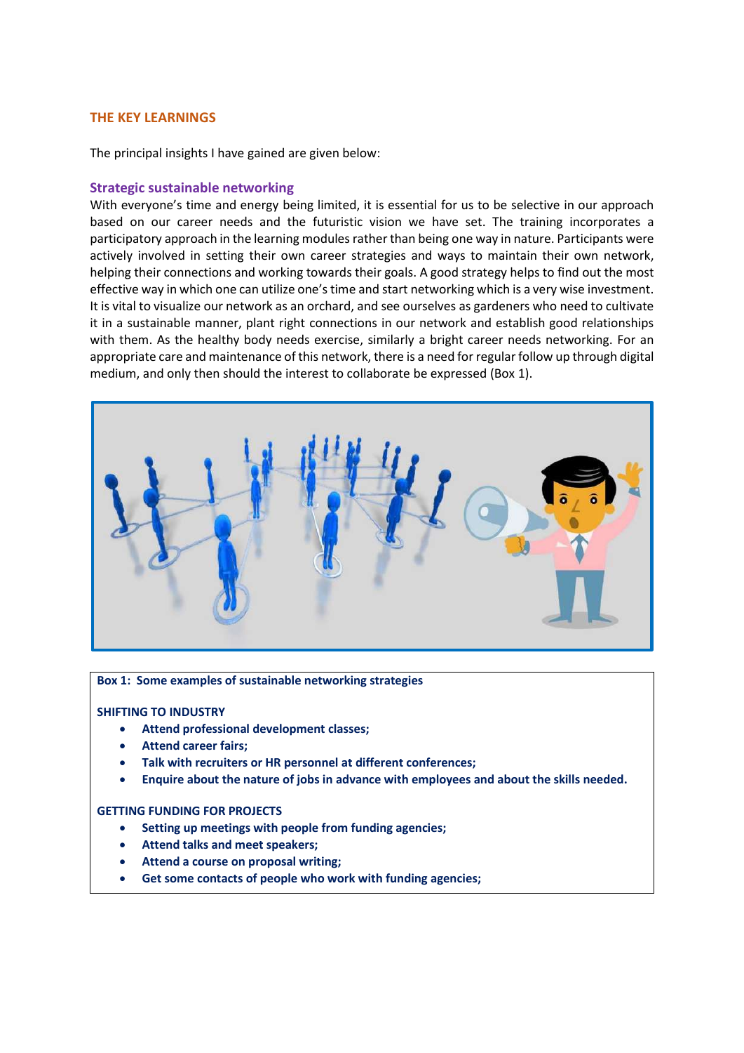## THE KEY LEARNINGS

The principal insights I have gained are given below:

### Strategic sustainable networking

With everyone's time and energy being limited, it is essential for us to be selective in our approach based on our career needs and the futuristic vision we have set. The training incorporates a participatory approach in the learning modules rather than being one way in nature. Participants were actively involved in setting their own career strategies and ways to maintain their own network, helping their connections and working towards their goals. A good strategy helps to find out the most effective way in which one can utilize one's time and start networking which is a very wise investment. It is vital to visualize our network as an orchard, and see ourselves as gardeners who need to cultivate it in a sustainable manner, plant right connections in our network and establish good relationships with them. As the healthy body needs exercise, similarly a bright career needs networking. For an appropriate care and maintenance of this network, there is a need for regular follow up through digital medium, and only then should the interest to collaborate be expressed (Box 1).

**Box 1: Some examples of sustainable networking strategies**

**SHIFTING TO INDUSTRY**

- **Attend professional development classes;**
- **Attend career fairs;**
- **Talk with recruiters or HR personnel at different conferences;**
- **Enquire about the nature of jobs in advance with employees and about the skills needed.**

**GETTING FUNDING FOR PROJECTS**

- **Setting up meetings with people from funding agencies;**
- **Attend talks and meet speakers;**
- **Attend a course on proposal writing;**
- **Get some contacts of people who work with funding agencies;**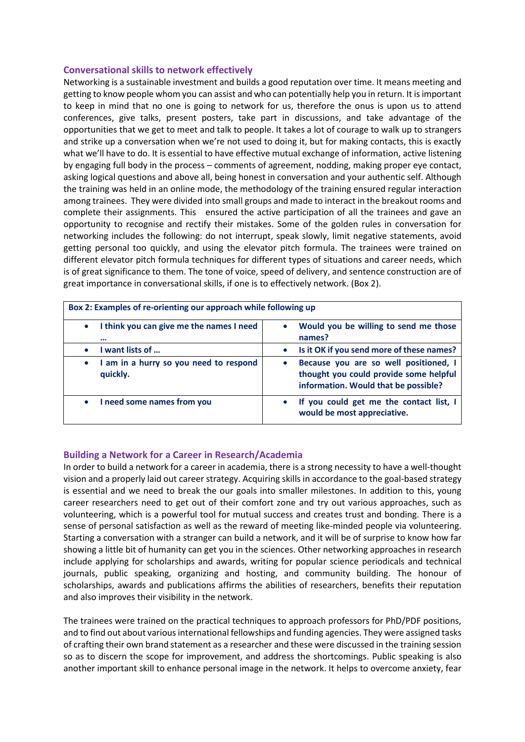## Conversational skills to network effectively

Networking is a sustainable investment and builds a good reputation over time. It means meeting and getting to know people whom you can assist and who can potentially help you in return. It is important to keep in mind that no one is going to network for us, therefore the onus is upon us to attend conferences, give talks, present posters, take part in discussions, and take advantage of the opportunities that we get to meet and talk to people. It takes a lot of courage to walk up to strangers and strike up a conversation when we're not used to doing it, but for making contacts, this is exactly what we'll have to do. It is essential to have effective mutual exchange of information, active listening by engaging full body in the process – comments of agreement, nodding, making proper eye contact, asking logical questions and above all, being honest in conversation and your authentic self. Although the training was held in an online mode, the methodology of the training ensured regular interaction among trainees. They were divided into small groups and made to interact in the breakout rooms and complete their assignments. This ensured the active participation of all the trainees and gave an opportunity to recognise and rectify their mistakes. Some of the golden rules in conversation for networking includes the following: do not interrupt, speak slowly, limit negative statements, avoid getting personal too quickly, and using the elevator pitch formula. The trainees were trained on different elevator pitch formula techniques for different types of situations and career needs, which is of great significance to them. The tone of voice, speed of delivery, and sentence construction are of great importance in conversational skills, if one is to effectively network. (Box 2).

| **Box 2: Examples of re-orienting our approach while following up** | |
|---|---|
| • **I think you can give me the names I need …** | • **Would you be willing to send me those names?** |
| • **I want lists of …** | • **Is it OK if you send more of these names?** |
| • **I am in a hurry so you need to respond quickly.** | • **Because you are so well positioned, I thought you could provide some helpful information. Would that be possible?** |
| • **I need some names from you** | • **If you could get me the contact list, I would be most appreciative.** |

## Building a Network for a Career in Research/Academia

In order to build a network for a career in academia, there is a strong necessity to have a well-thought vision and a properly laid out career strategy. Acquiring skills in accordance to the goal-based strategy is essential and we need to break the our goals into smaller milestones. In addition to this, young career researchers need to get out of their comfort zone and try out various approaches, such as volunteering, which is a powerful tool for mutual success and creates trust and bonding. There is a sense of personal satisfaction as well as the reward of meeting like-minded people via volunteering. Starting a conversation with a stranger can build a network, and it will be of surprise to know how far showing a little bit of humanity can get you in the sciences. Other networking approaches in research include applying for scholarships and awards, writing for popular science periodicals and technical journals, public speaking, organizing and hosting, and community building. The honour of scholarships, awards and publications affirms the abilities of researchers, benefits their reputation and also improves their visibility in the network.

The trainees were trained on the practical techniques to approach professors for PhD/PDF positions, and to find out about various international fellowships and funding agencies. They were assigned tasks of crafting their own brand statement as a researcher and these were discussed in the training session so as to discern the scope for improvement, and address the shortcomings. Public speaking is also another important skill to enhance personal image in the network. It helps to overcome anxiety, fear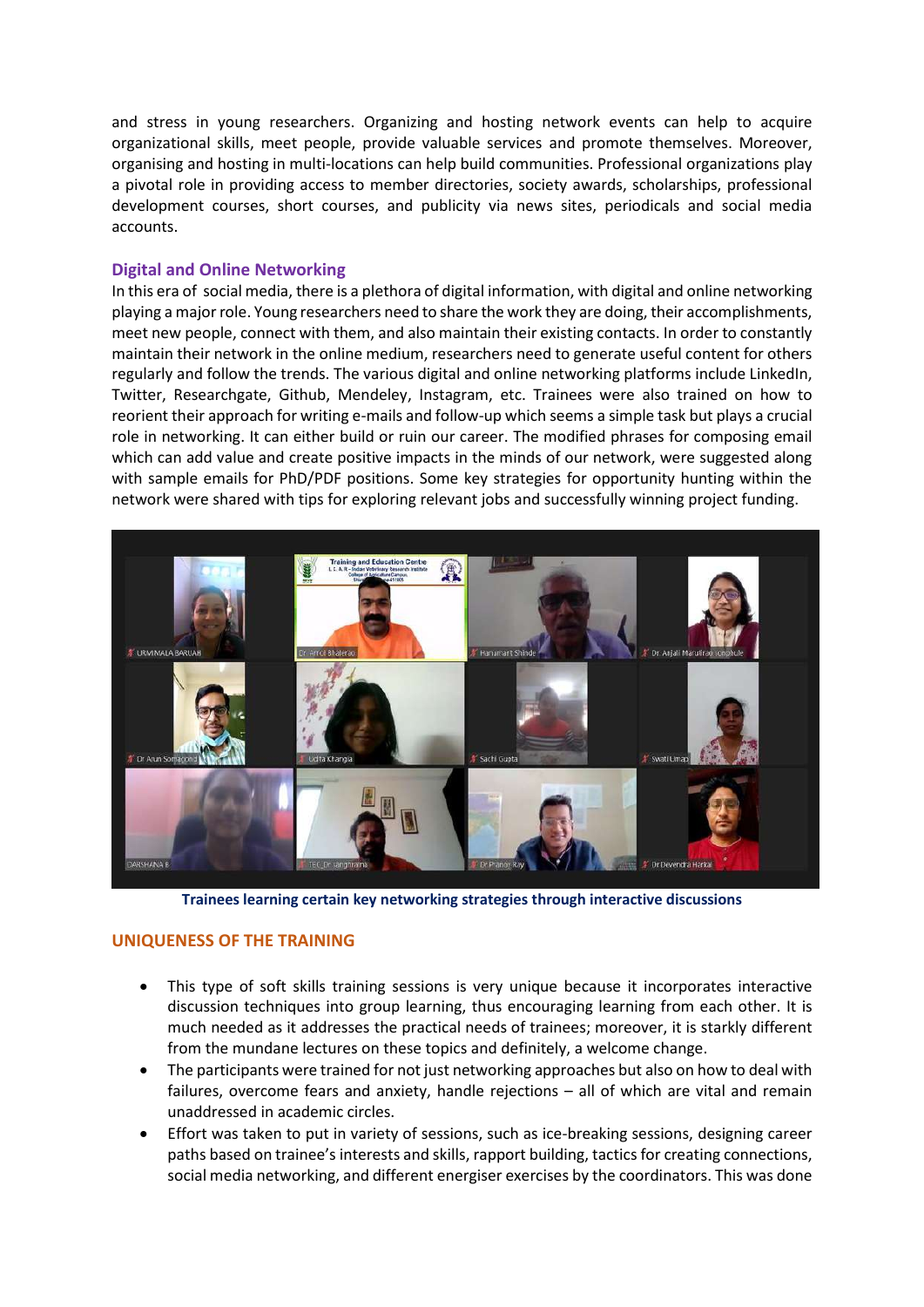and stress in young researchers. Organizing and hosting network events can help to acquire organizational skills, meet people, provide valuable services and promote themselves. Moreover, organising and hosting in multi-locations can help build communities. Professional organizations play a pivotal role in providing access to member directories, society awards, scholarships, professional development courses, short courses, and publicity via news sites, periodicals and social media accounts.

### Digital and Online Networking

In this era of social media, there is a plethora of digital information, with digital and online networking playing a major role. Young researchers need to share the work they are doing, their accomplishments, meet new people, connect with them, and also maintain their existing contacts. In order to constantly maintain their network in the online medium, researchers need to generate useful content for others regularly and follow the trends. The various digital and online networking platforms include LinkedIn, Twitter, Researchgate, Github, Mendeley, Instagram, etc. Trainees were also trained on how to reorient their approach for writing e-mails and follow-up which seems a simple task but plays a crucial role in networking. It can either build or ruin our career. The modified phrases for composing email which can add value and create positive impacts in the minds of our network, were suggested along with sample emails for PhD/PDF positions. Some key strategies for opportunity hunting within the network were shared with tips for exploring relevant jobs and successfully winning project funding.

**Trainees learning certain key networking strategies through interactive discussions**

## UNIQUENESS OF THE TRAINING

- This type of soft skills training sessions is very unique because it incorporates interactive discussion techniques into group learning, thus encouraging learning from each other. It is much needed as it addresses the practical needs of trainees; moreover, it is starkly different from the mundane lectures on these topics and definitely, a welcome change.
- The participants were trained for not just networking approaches but also on how to deal with failures, overcome fears and anxiety, handle rejections – all of which are vital and remain unaddressed in academic circles.
- Effort was taken to put in variety of sessions, such as ice-breaking sessions, designing career paths based on trainee's interests and skills, rapport building, tactics for creating connections, social media networking, and different energiser exercises by the coordinators. This was done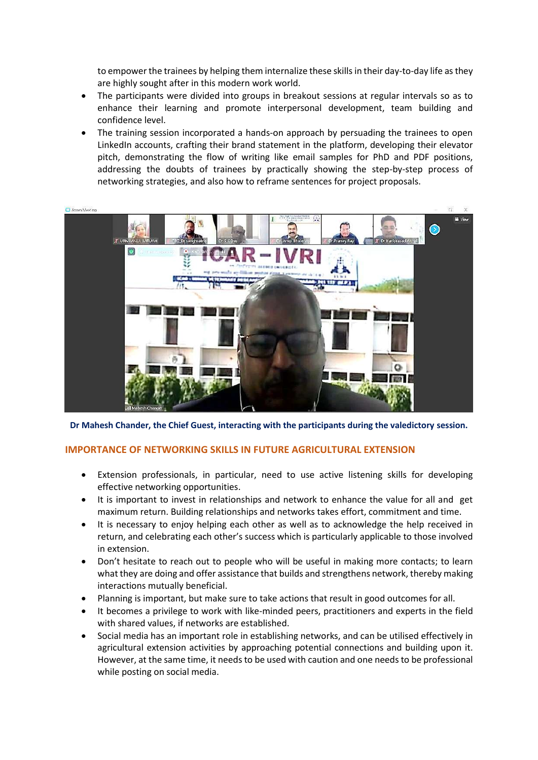to empower the trainees by helping them internalize these skills in their day-to-day life as they are highly sought after in this modern work world.

- The participants were divided into groups in breakout sessions at regular intervals so as to enhance their learning and promote interpersonal development, team building and confidence level.
- The training session incorporated a hands-on approach by persuading the trainees to open LinkedIn accounts, crafting their brand statement in the platform, developing their elevator pitch, demonstrating the flow of writing like email samples for PhD and PDF positions, addressing the doubts of trainees by practically showing the step-by-step process of networking strategies, and also how to reframe sentences for project proposals.

**Dr Mahesh Chander, the Chief Guest, interacting with the participants during the valedictory session.**

## IMPORTANCE OF NETWORKING SKILLS IN FUTURE AGRICULTURAL EXTENSION

- Extension professionals, in particular, need to use active listening skills for developing effective networking opportunities.
- It is important to invest in relationships and network to enhance the value for all and get maximum return. Building relationships and networks takes effort, commitment and time.
- It is necessary to enjoy helping each other as well as to acknowledge the help received in return, and celebrating each other's success which is particularly applicable to those involved in extension.
- Don't hesitate to reach out to people who will be useful in making more contacts; to learn what they are doing and offer assistance that builds and strengthens network, thereby making interactions mutually beneficial.
- Planning is important, but make sure to take actions that result in good outcomes for all.
- It becomes a privilege to work with like-minded peers, practitioners and experts in the field with shared values, if networks are established.
- Social media has an important role in establishing networks, and can be utilised effectively in agricultural extension activities by approaching potential connections and building upon it. However, at the same time, it needs to be used with caution and one needs to be professional while posting on social media.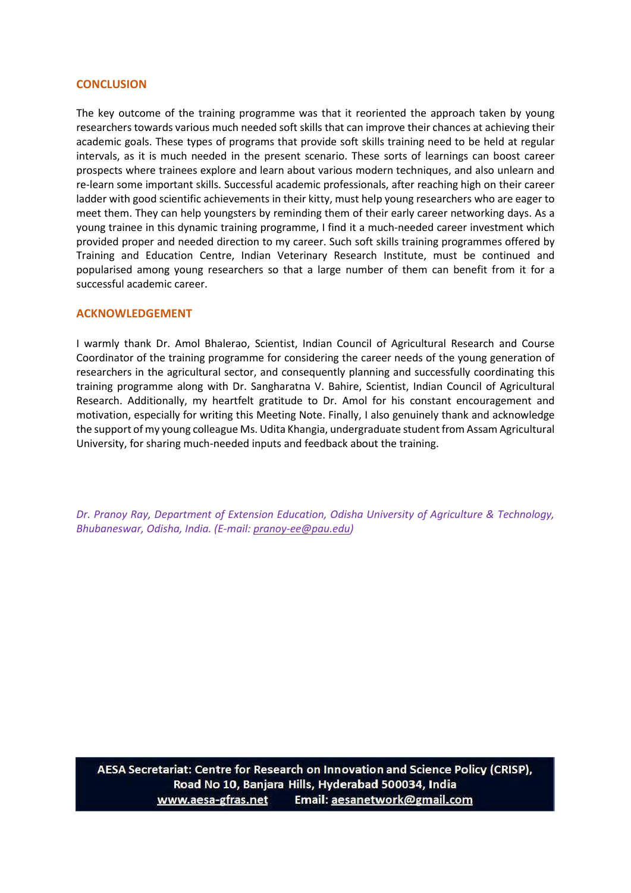## CONCLUSION

The key outcome of the training programme was that it reoriented the approach taken by young researchers towards various much needed soft skills that can improve their chances at achieving their academic goals. These types of programs that provide soft skills training need to be held at regular intervals, as it is much needed in the present scenario. These sorts of learnings can boost career prospects where trainees explore and learn about various modern techniques, and also unlearn and re-learn some important skills. Successful academic professionals, after reaching high on their career ladder with good scientific achievements in their kitty, must help young researchers who are eager to meet them. They can help youngsters by reminding them of their early career networking days. As a young trainee in this dynamic training programme, I find it a much-needed career investment which provided proper and needed direction to my career. Such soft skills training programmes offered by Training and Education Centre, Indian Veterinary Research Institute, must be continued and popularised among young researchers so that a large number of them can benefit from it for a successful academic career.

## ACKNOWLEDGEMENT

I warmly thank Dr. Amol Bhalerao, Scientist, Indian Council of Agricultural Research and Course Coordinator of the training programme for considering the career needs of the young generation of researchers in the agricultural sector, and consequently planning and successfully coordinating this training programme along with Dr. Sangharatna V. Bahire, Scientist, Indian Council of Agricultural Research. Additionally, my heartfelt gratitude to Dr. Amol for his constant encouragement and motivation, especially for writing this Meeting Note. Finally, I also genuinely thank and acknowledge the support of my young colleague Ms. Udita Khangia, undergraduate student from Assam Agricultural University, for sharing much-needed inputs and feedback about the training.

*Dr. Pranoy Ray, Department of Extension Education, Odisha University of Agriculture & Technology, Bhubaneswar, Odisha, India. (E-mail: pranoy-ee@pau.edu)*

**AESA Secretariat: Centre for Research on Innovation and Science Policy (CRISP), Road No 10, Banjara Hills, Hyderabad 500034, India**
**www.aesa-gfras.net Email: aesanetwork@gmail.com**